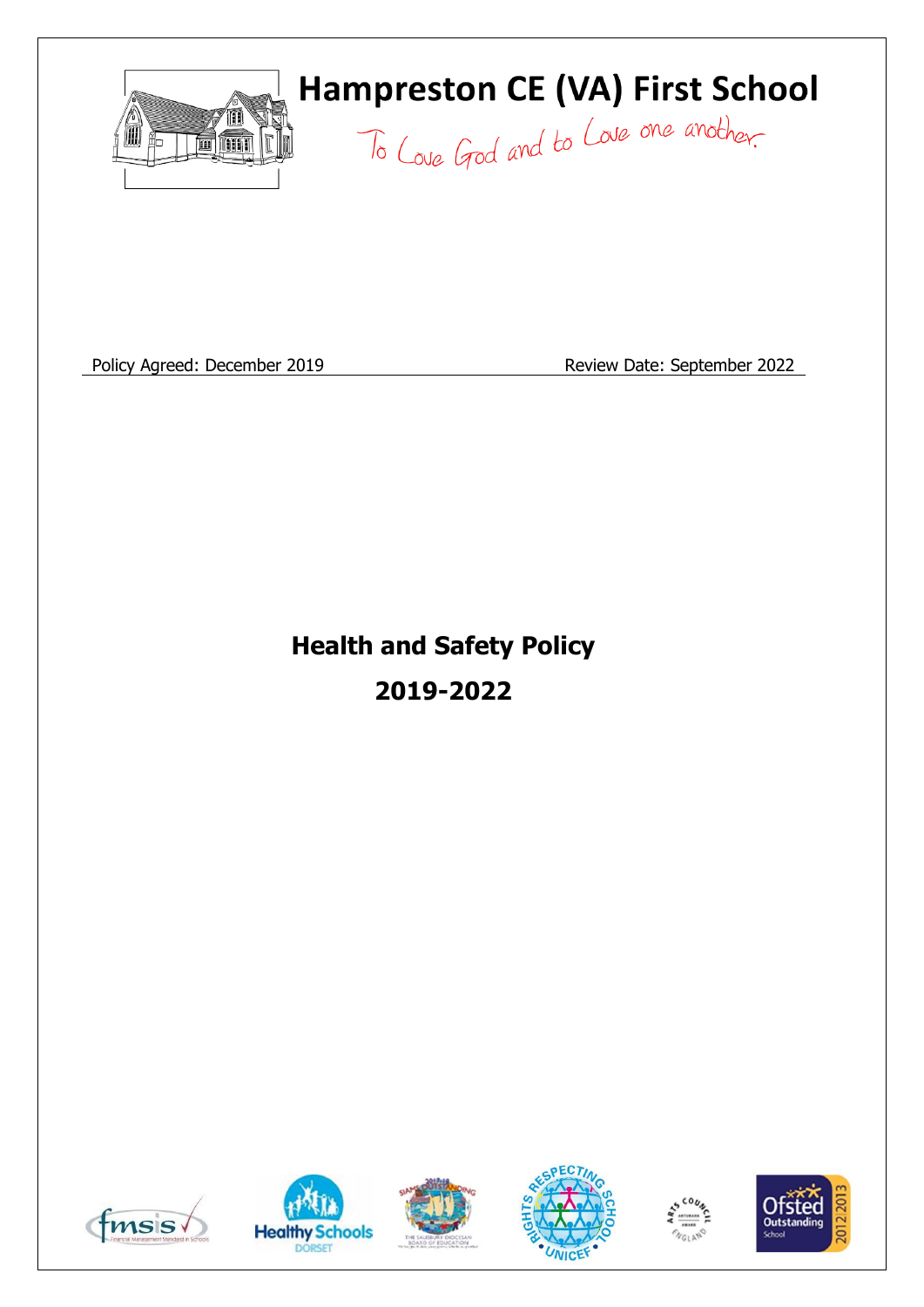# Hampreston CE (VA) First School

To Love God and to Love one another

Policy Agreed: December 2019 Review Date: September 2022

## Health and Safety Policy

## 2019-2022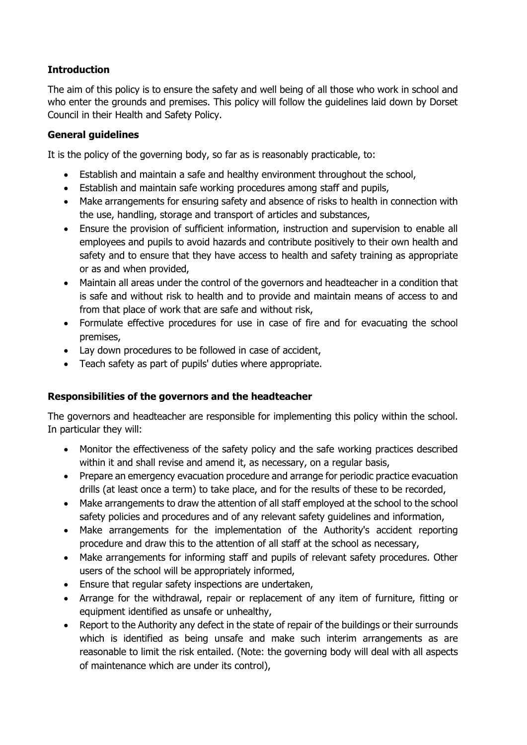**Introduction**

The aim of this policy is to ensure the safety and well being of all those who work in school and who enter the grounds and premises. This policy will follow the guidelines laid down by Dorset Council in their Health and Safety Policy.

**General guidelines**

It is the policy of the governing body, so far as is reasonably practicable, to:

- Establish and maintain a safe and healthy environment throughout the school,
- Establish and maintain safe working procedures among staff and pupils,
- Make arrangements for ensuring safety and absence of risks to health in connection with the use, handling, storage and transport of articles and substances,
- Ensure the provision of sufficient information, instruction and supervision to enable all employees and pupils to avoid hazards and contribute positively to their own health and safety and to ensure that they have access to health and safety training as appropriate or as and when provided,
- Maintain all areas under the control of the governors and headteacher in a condition that is safe and without risk to health and to provide and maintain means of access to and from that place of work that are safe and without risk,
- Formulate effective procedures for use in case of fire and for evacuating the school premises,
- Lay down procedures to be followed in case of accident,
- Teach safety as part of pupils' duties where appropriate.

**Responsibilities of the governors and the headteacher**

The governors and headteacher are responsible for implementing this policy within the school. In particular they will:

- Monitor the effectiveness of the safety policy and the safe working practices described within it and shall revise and amend it, as necessary, on a regular basis,
- Prepare an emergency evacuation procedure and arrange for periodic practice evacuation drills (at least once a term) to take place, and for the results of these to be recorded,
- Make arrangements to draw the attention of all staff employed at the school to the school safety policies and procedures and of any relevant safety guidelines and information,
- Make arrangements for the implementation of the Authority's accident reporting procedure and draw this to the attention of all staff at the school as necessary,
- Make arrangements for informing staff and pupils of relevant safety procedures. Other users of the school will be appropriately informed,
- Ensure that regular safety inspections are undertaken,
- Arrange for the withdrawal, repair or replacement of any item of furniture, fitting or equipment identified as unsafe or unhealthy,
- Report to the Authority any defect in the state of repair of the buildings or their surrounds which is identified as being unsafe and make such interim arrangements as are reasonable to limit the risk entailed. (Note: the governing body will deal with all aspects of maintenance which are under its control),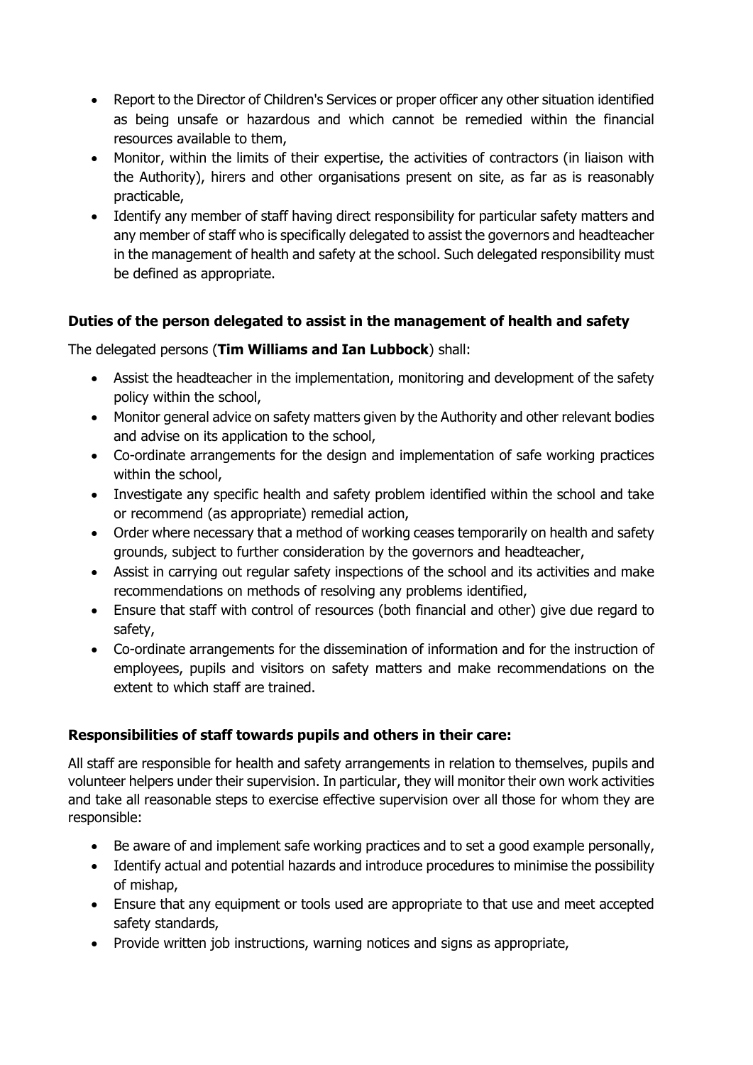- Report to the Director of Children's Services or proper officer any other situation identified as being unsafe or hazardous and which cannot be remedied within the financial resources available to them,
- Monitor, within the limits of their expertise, the activities of contractors (in liaison with the Authority), hirers and other organisations present on site, as far as is reasonably practicable,
- Identify any member of staff having direct responsibility for particular safety matters and any member of staff who is specifically delegated to assist the governors and headteacher in the management of health and safety at the school. Such delegated responsibility must be defined as appropriate.

**Duties of the person delegated to assist in the management of health and safety**

The delegated persons (**Tim Williams and Ian Lubbock**) shall:

- Assist the headteacher in the implementation, monitoring and development of the safety policy within the school,
- Monitor general advice on safety matters given by the Authority and other relevant bodies and advise on its application to the school,
- Co-ordinate arrangements for the design and implementation of safe working practices within the school,
- Investigate any specific health and safety problem identified within the school and take or recommend (as appropriate) remedial action,
- Order where necessary that a method of working ceases temporarily on health and safety grounds, subject to further consideration by the governors and headteacher,
- Assist in carrying out regular safety inspections of the school and its activities and make recommendations on methods of resolving any problems identified,
- Ensure that staff with control of resources (both financial and other) give due regard to safety,
- Co-ordinate arrangements for the dissemination of information and for the instruction of employees, pupils and visitors on safety matters and make recommendations on the extent to which staff are trained.

**Responsibilities of staff towards pupils and others in their care:**

All staff are responsible for health and safety arrangements in relation to themselves, pupils and volunteer helpers under their supervision. In particular, they will monitor their own work activities and take all reasonable steps to exercise effective supervision over all those for whom they are responsible:

- Be aware of and implement safe working practices and to set a good example personally,
- Identify actual and potential hazards and introduce procedures to minimise the possibility of mishap,
- Ensure that any equipment or tools used are appropriate to that use and meet accepted safety standards,
- Provide written job instructions, warning notices and signs as appropriate,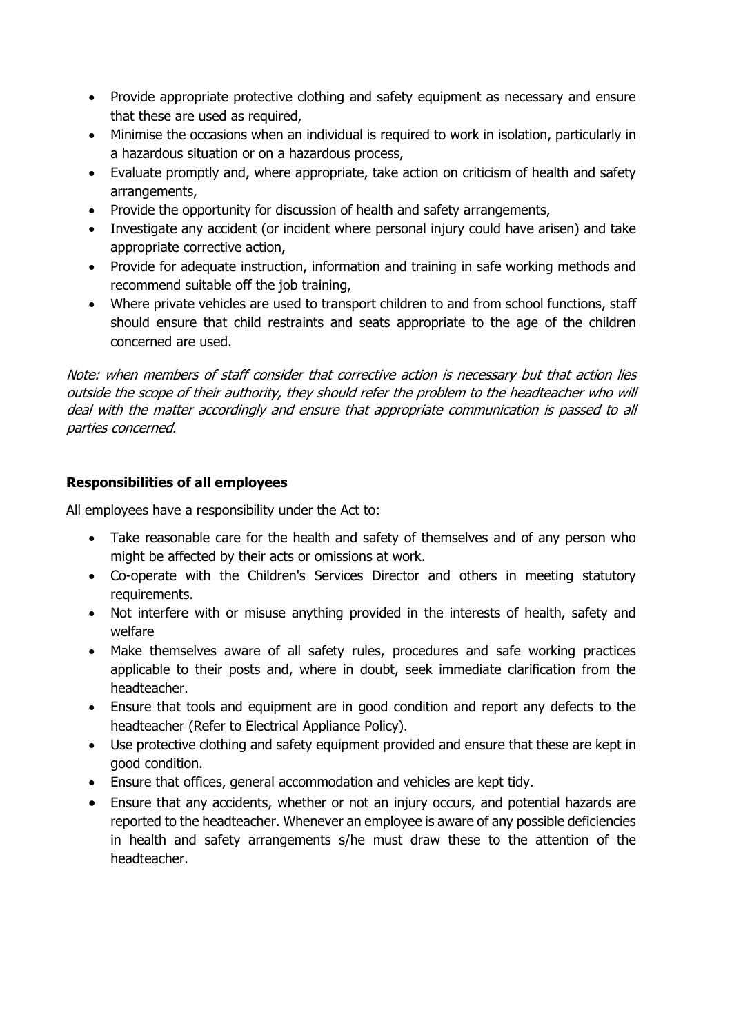- Provide appropriate protective clothing and safety equipment as necessary and ensure that these are used as required,
- Minimise the occasions when an individual is required to work in isolation, particularly in a hazardous situation or on a hazardous process,
- Evaluate promptly and, where appropriate, take action on criticism of health and safety arrangements,
- Provide the opportunity for discussion of health and safety arrangements,
- Investigate any accident (or incident where personal injury could have arisen) and take appropriate corrective action,
- Provide for adequate instruction, information and training in safe working methods and recommend suitable off the job training,
- Where private vehicles are used to transport children to and from school functions, staff should ensure that child restraints and seats appropriate to the age of the children concerned are used.

*Note: when members of staff consider that corrective action is necessary but that action lies outside the scope of their authority, they should refer the problem to the headteacher who will deal with the matter accordingly and ensure that appropriate communication is passed to all parties concerned.*

**Responsibilities of all employees**

All employees have a responsibility under the Act to:

- Take reasonable care for the health and safety of themselves and of any person who might be affected by their acts or omissions at work.
- Co-operate with the Children's Services Director and others in meeting statutory requirements.
- Not interfere with or misuse anything provided in the interests of health, safety and welfare
- Make themselves aware of all safety rules, procedures and safe working practices applicable to their posts and, where in doubt, seek immediate clarification from the headteacher.
- Ensure that tools and equipment are in good condition and report any defects to the headteacher (Refer to Electrical Appliance Policy).
- Use protective clothing and safety equipment provided and ensure that these are kept in good condition.
- Ensure that offices, general accommodation and vehicles are kept tidy.
- Ensure that any accidents, whether or not an injury occurs, and potential hazards are reported to the headteacher. Whenever an employee is aware of any possible deficiencies in health and safety arrangements s/he must draw these to the attention of the headteacher.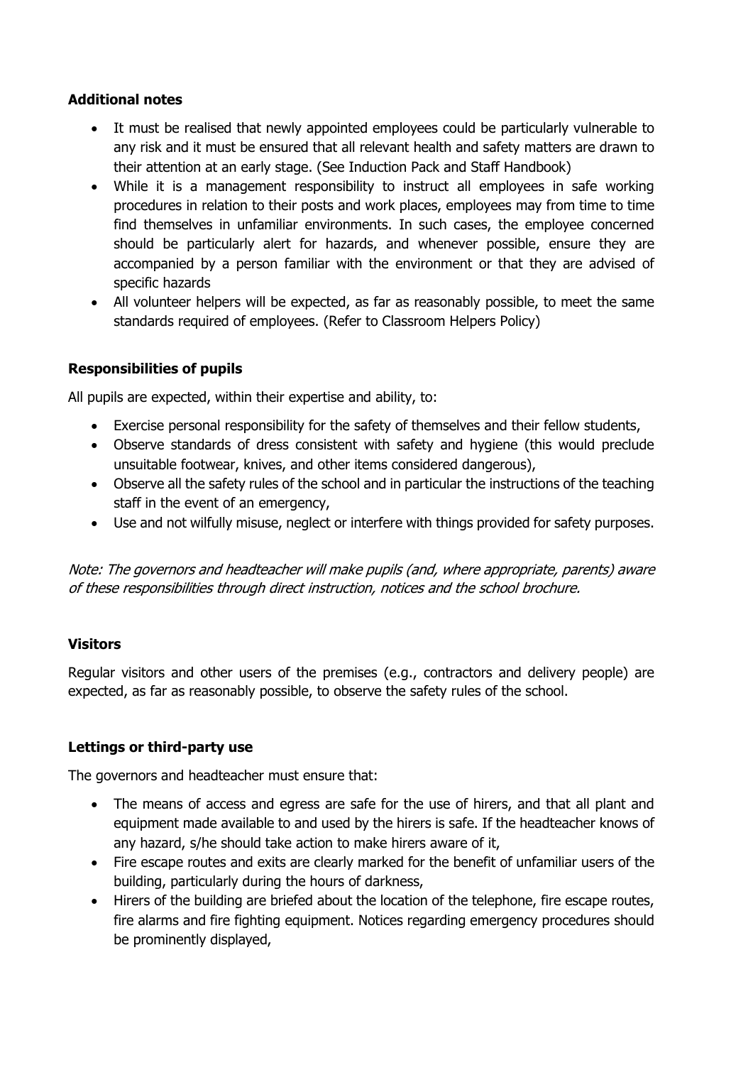**Additional notes**

- It must be realised that newly appointed employees could be particularly vulnerable to any risk and it must be ensured that all relevant health and safety matters are drawn to their attention at an early stage. (See Induction Pack and Staff Handbook)
- While it is a management responsibility to instruct all employees in safe working procedures in relation to their posts and work places, employees may from time to time find themselves in unfamiliar environments. In such cases, the employee concerned should be particularly alert for hazards, and whenever possible, ensure they are accompanied by a person familiar with the environment or that they are advised of specific hazards
- All volunteer helpers will be expected, as far as reasonably possible, to meet the same standards required of employees. (Refer to Classroom Helpers Policy)

**Responsibilities of pupils**

All pupils are expected, within their expertise and ability, to:

- Exercise personal responsibility for the safety of themselves and their fellow students,
- Observe standards of dress consistent with safety and hygiene (this would preclude unsuitable footwear, knives, and other items considered dangerous),
- Observe all the safety rules of the school and in particular the instructions of the teaching staff in the event of an emergency,
- Use and not wilfully misuse, neglect or interfere with things provided for safety purposes.

*Note: The governors and headteacher will make pupils (and, where appropriate, parents) aware of these responsibilities through direct instruction, notices and the school brochure.*

**Visitors**

Regular visitors and other users of the premises (e.g., contractors and delivery people) are expected, as far as reasonably possible, to observe the safety rules of the school.

**Lettings or third-party use**

The governors and headteacher must ensure that:

- The means of access and egress are safe for the use of hirers, and that all plant and equipment made available to and used by the hirers is safe. If the headteacher knows of any hazard, s/he should take action to make hirers aware of it,
- Fire escape routes and exits are clearly marked for the benefit of unfamiliar users of the building, particularly during the hours of darkness,
- Hirers of the building are briefed about the location of the telephone, fire escape routes, fire alarms and fire fighting equipment. Notices regarding emergency procedures should be prominently displayed,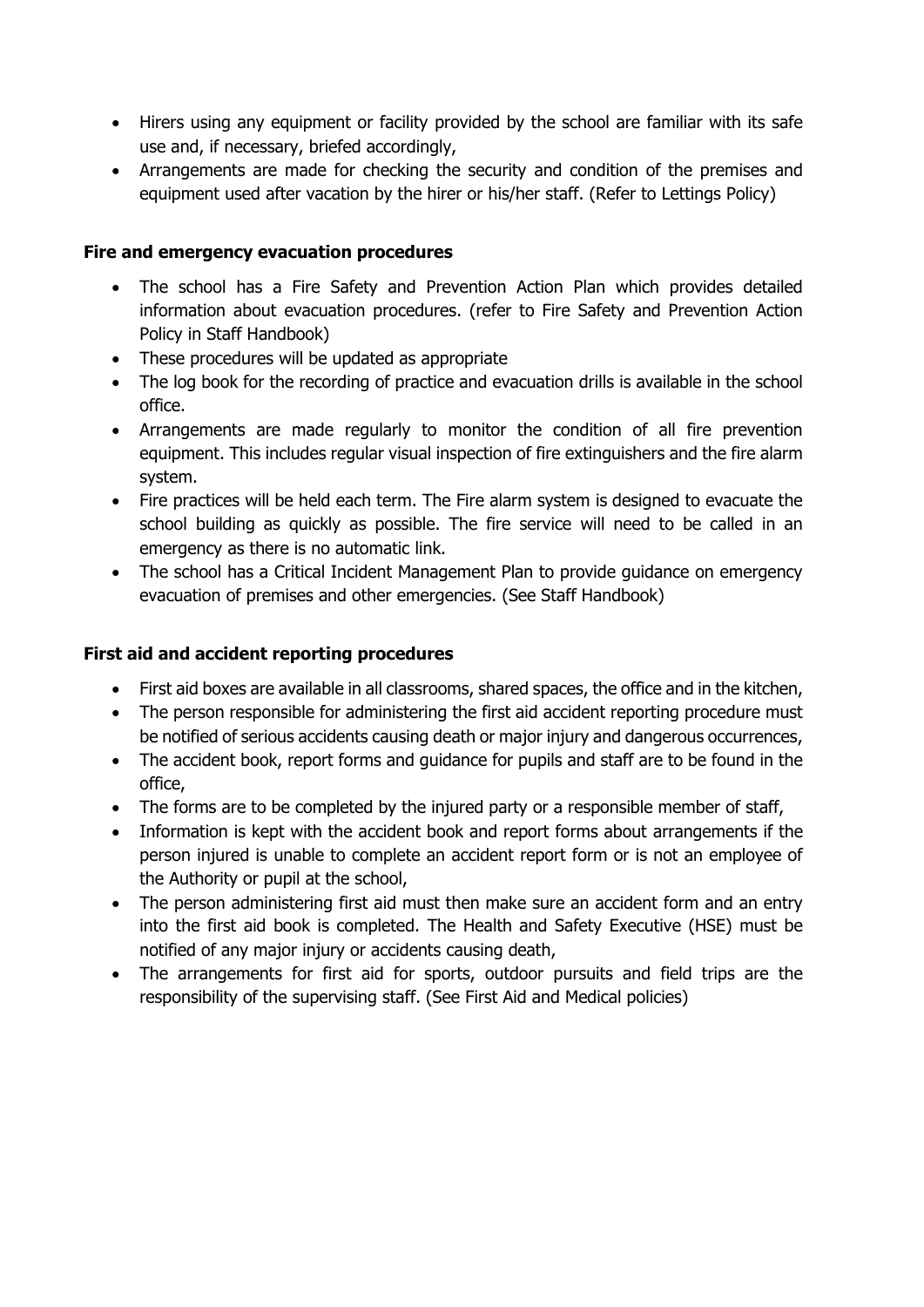- Hirers using any equipment or facility provided by the school are familiar with its safe use and, if necessary, briefed accordingly,
- Arrangements are made for checking the security and condition of the premises and equipment used after vacation by the hirer or his/her staff. (Refer to Lettings Policy)

**Fire and emergency evacuation procedures**

- The school has a Fire Safety and Prevention Action Plan which provides detailed information about evacuation procedures. (refer to Fire Safety and Prevention Action Policy in Staff Handbook)
- These procedures will be updated as appropriate
- The log book for the recording of practice and evacuation drills is available in the school office.
- Arrangements are made regularly to monitor the condition of all fire prevention equipment. This includes regular visual inspection of fire extinguishers and the fire alarm system.
- Fire practices will be held each term. The Fire alarm system is designed to evacuate the school building as quickly as possible. The fire service will need to be called in an emergency as there is no automatic link.
- The school has a Critical Incident Management Plan to provide guidance on emergency evacuation of premises and other emergencies. (See Staff Handbook)

**First aid and accident reporting procedures**

- First aid boxes are available in all classrooms, shared spaces, the office and in the kitchen,
- The person responsible for administering the first aid accident reporting procedure must be notified of serious accidents causing death or major injury and dangerous occurrences,
- The accident book, report forms and guidance for pupils and staff are to be found in the office,
- The forms are to be completed by the injured party or a responsible member of staff,
- Information is kept with the accident book and report forms about arrangements if the person injured is unable to complete an accident report form or is not an employee of the Authority or pupil at the school,
- The person administering first aid must then make sure an accident form and an entry into the first aid book is completed. The Health and Safety Executive (HSE) must be notified of any major injury or accidents causing death,
- The arrangements for first aid for sports, outdoor pursuits and field trips are the responsibility of the supervising staff. (See First Aid and Medical policies)